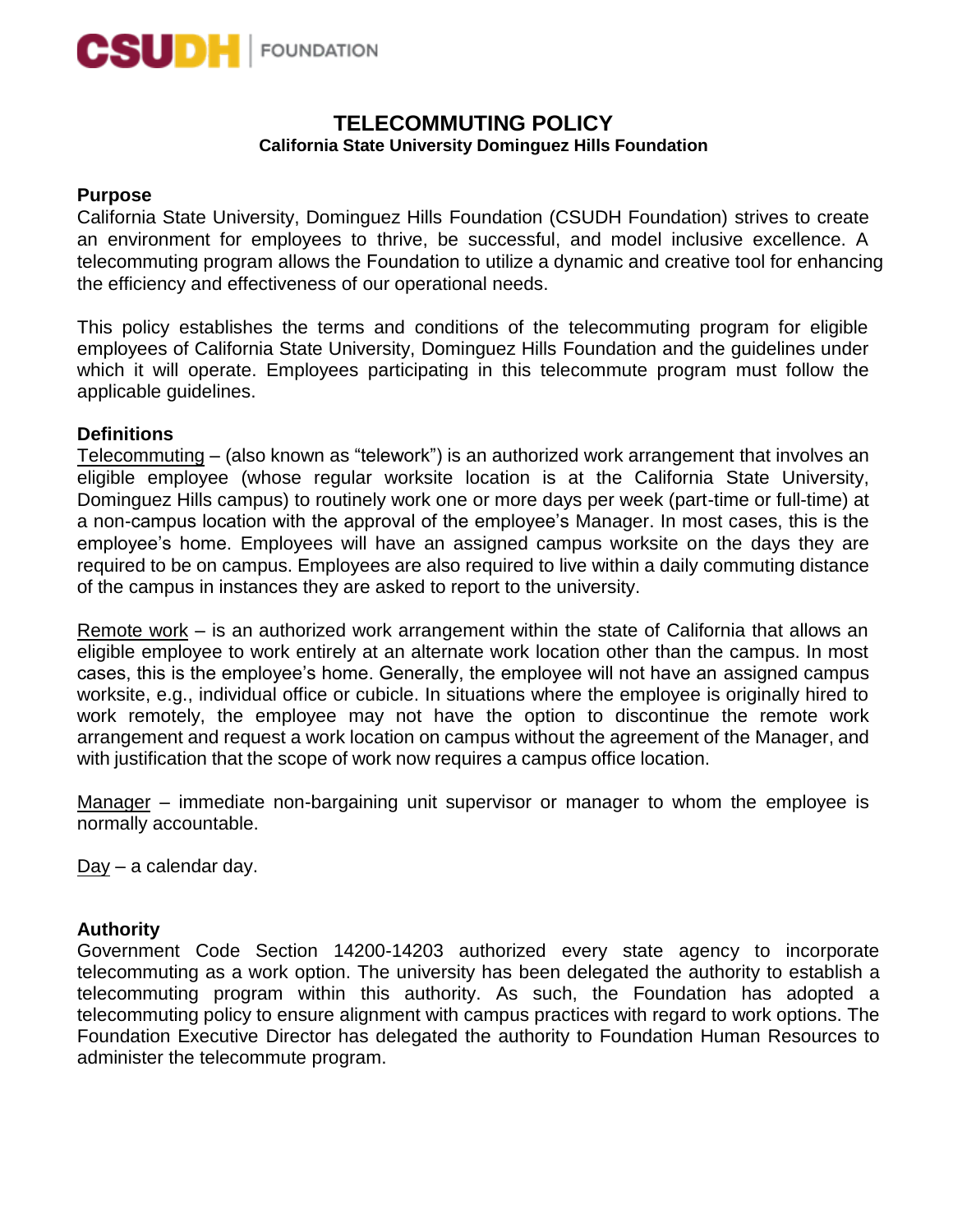CSUDH | FOUNDATION

# TELECOMMUTING POLICY

**California State University Dominguez Hills Foundation**

## Purpose

California State University, Dominguez Hills Foundation (CSUDH Foundation) strives to create an environment for employees to thrive, be successful, and model inclusive excellence. A telecommuting program allows the Foundation to utilize a dynamic and creative tool for enhancing the efficiency and effectiveness of our operational needs.

This policy establishes the terms and conditions of the telecommuting program for eligible employees of California State University, Dominguez Hills Foundation and the guidelines under which it will operate. Employees participating in this telecommute program must follow the applicable guidelines.

## Definitions

<u>Telecommuting</u> – (also known as "telework") is an authorized work arrangement that involves an eligible employee (whose regular worksite location is at the California State University, Dominguez Hills campus) to routinely work one or more days per week (part-time or full-time) at a non-campus location with the approval of the employee's Manager. In most cases, this is the employee's home. Employees will have an assigned campus worksite on the days they are required to be on campus. Employees are also required to live within a daily commuting distance of the campus in instances they are asked to report to the university.

<u>Remote work</u> – is an authorized work arrangement within the state of California that allows an eligible employee to work entirely at an alternate work location other than the campus. In most cases, this is the employee's home. Generally, the employee will not have an assigned campus worksite, e.g., individual office or cubicle. In situations where the employee is originally hired to work remotely, the employee may not have the option to discontinue the remote work arrangement and request a work location on campus without the agreement of the Manager, and with justification that the scope of work now requires a campus office location.

<u>Manager</u> – immediate non-bargaining unit supervisor or manager to whom the employee is normally accountable.

<u>Day</u> – a calendar day.

## Authority

Government Code Section 14200-14203 authorized every state agency to incorporate telecommuting as a work option. The university has been delegated the authority to establish a telecommuting program within this authority. As such, the Foundation has adopted a telecommuting policy to ensure alignment with campus practices with regard to work options. The Foundation Executive Director has delegated the authority to Foundation Human Resources to administer the telecommute program.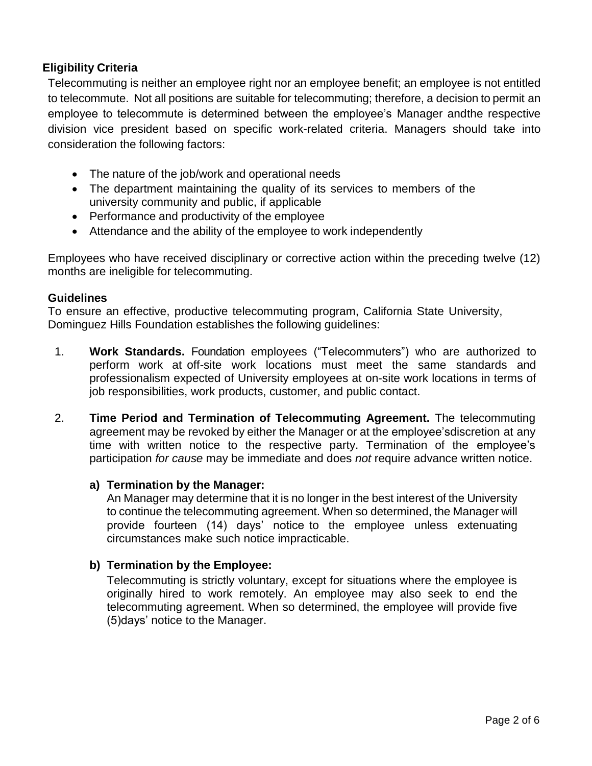## Eligibility Criteria

Telecommuting is neither an employee right nor an employee benefit; an employee is not entitled to telecommute. Not all positions are suitable for telecommuting; therefore, a decision to permit an employee to telecommute is determined between the employee's Manager andthe respective division vice president based on specific work-related criteria. Managers should take into consideration the following factors:

- The nature of the job/work and operational needs
- The department maintaining the quality of its services to members of the university community and public, if applicable
- Performance and productivity of the employee
- Attendance and the ability of the employee to work independently

Employees who have received disciplinary or corrective action within the preceding twelve (12) months are ineligible for telecommuting.

## Guidelines

To ensure an effective, productive telecommuting program, California State University, Dominguez Hills Foundation establishes the following guidelines:

1. **Work Standards.** Foundation employees ("Telecommuters") who are authorized to perform work at off-site work locations must meet the same standards and professionalism expected of University employees at on-site work locations in terms of job responsibilities, work products, customer, and public contact.

2. **Time Period and Termination of Telecommuting Agreement.** The telecommuting agreement may be revoked by either the Manager or at the employee'sdiscretion at any time with written notice to the respective party. Termination of the employee's participation *for cause* may be immediate and does *not* require advance written notice.

   **a) Termination by the Manager:**
   An Manager may determine that it is no longer in the best interest of the University to continue the telecommuting agreement. When so determined, the Manager will provide fourteen (14) days' notice to the employee unless extenuating circumstances make such notice impracticable.

   **b) Termination by the Employee:**
   Telecommuting is strictly voluntary, except for situations where the employee is originally hired to work remotely. An employee may also seek to end the telecommuting agreement. When so determined, the employee will provide five (5)days' notice to the Manager.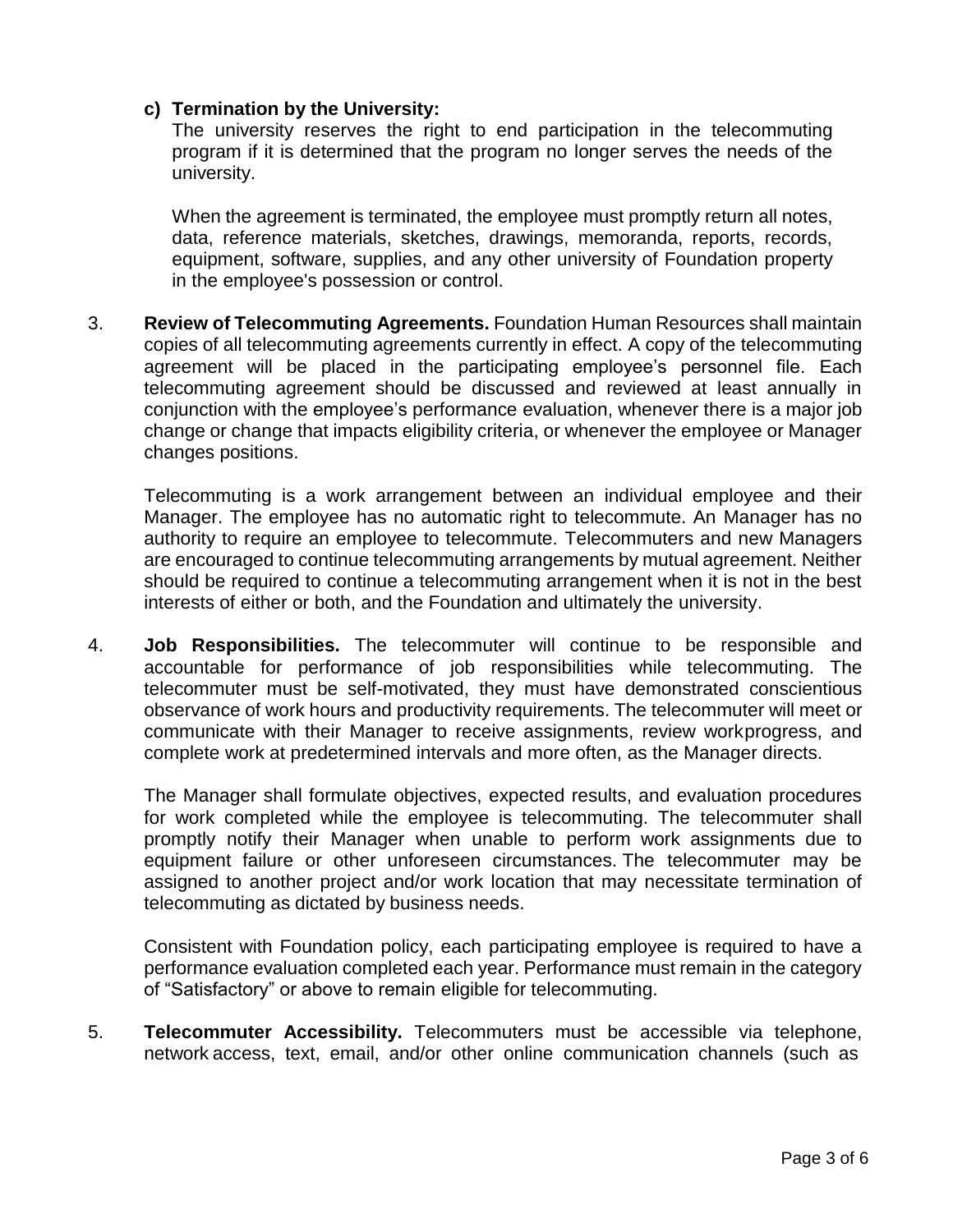**c) Termination by the University:**

The university reserves the right to end participation in the telecommuting program if it is determined that the program no longer serves the needs of the university.

When the agreement is terminated, the employee must promptly return all notes, data, reference materials, sketches, drawings, memoranda, reports, records, equipment, software, supplies, and any other university of Foundation property in the employee's possession or control.

3. **Review of Telecommuting Agreements.** Foundation Human Resources shall maintain copies of all telecommuting agreements currently in effect. A copy of the telecommuting agreement will be placed in the participating employee's personnel file. Each telecommuting agreement should be discussed and reviewed at least annually in conjunction with the employee's performance evaluation, whenever there is a major job change or change that impacts eligibility criteria, or whenever the employee or Manager changes positions.

   Telecommuting is a work arrangement between an individual employee and their Manager. The employee has no automatic right to telecommute. An Manager has no authority to require an employee to telecommute. Telecommuters and new Managers are encouraged to continue telecommuting arrangements by mutual agreement. Neither should be required to continue a telecommuting arrangement when it is not in the best interests of either or both, and the Foundation and ultimately the university.

4. **Job Responsibilities.** The telecommuter will continue to be responsible and accountable for performance of job responsibilities while telecommuting. The telecommuter must be self-motivated, they must have demonstrated conscientious observance of work hours and productivity requirements. The telecommuter will meet or communicate with their Manager to receive assignments, review workprogress, and complete work at predetermined intervals and more often, as the Manager directs.

   The Manager shall formulate objectives, expected results, and evaluation procedures for work completed while the employee is telecommuting. The telecommuter shall promptly notify their Manager when unable to perform work assignments due to equipment failure or other unforeseen circumstances. The telecommuter may be assigned to another project and/or work location that may necessitate termination of telecommuting as dictated by business needs.

   Consistent with Foundation policy, each participating employee is required to have a performance evaluation completed each year. Performance must remain in the category of "Satisfactory" or above to remain eligible for telecommuting.

5. **Telecommuter Accessibility.** Telecommuters must be accessible via telephone, network access, text, email, and/or other online communication channels (such as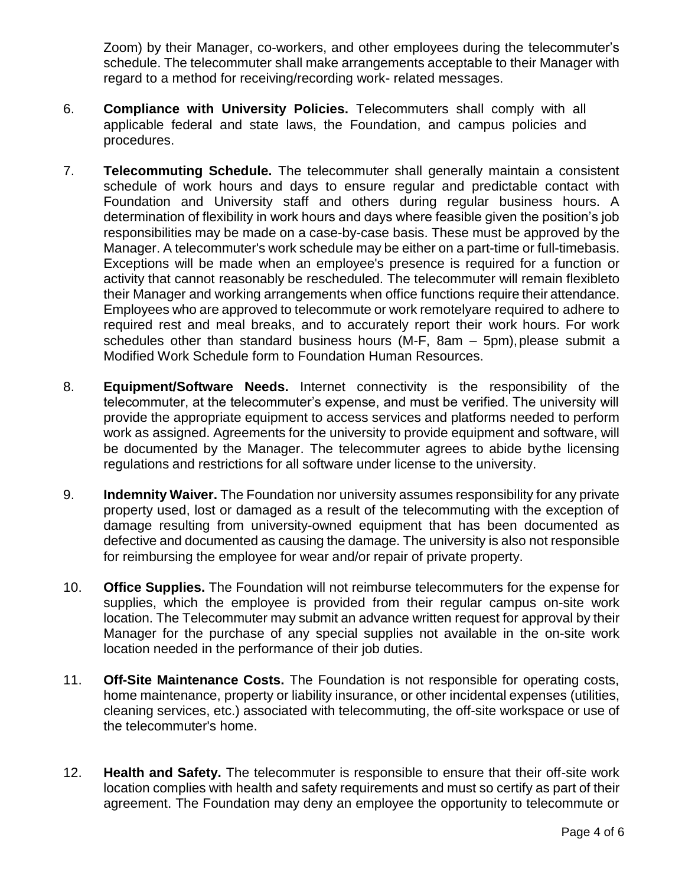Zoom) by their Manager, co-workers, and other employees during the telecommuter's schedule. The telecommuter shall make arrangements acceptable to their Manager with regard to a method for receiving/recording work- related messages.

6. **Compliance with University Policies.** Telecommuters shall comply with all applicable federal and state laws, the Foundation, and campus policies and procedures.

7. **Telecommuting Schedule.** The telecommuter shall generally maintain a consistent schedule of work hours and days to ensure regular and predictable contact with Foundation and University staff and others during regular business hours. A determination of flexibility in work hours and days where feasible given the position's job responsibilities may be made on a case-by-case basis. These must be approved by the Manager. A telecommuter's work schedule may be either on a part-time or full-timebasis. Exceptions will be made when an employee's presence is required for a function or activity that cannot reasonably be rescheduled. The telecommuter will remain flexibleto their Manager and working arrangements when office functions require their attendance. Employees who are approved to telecommute or work remotelyare required to adhere to required rest and meal breaks, and to accurately report their work hours. For work schedules other than standard business hours (M-F, 8am – 5pm), please submit a Modified Work Schedule form to Foundation Human Resources.

8. **Equipment/Software Needs.** Internet connectivity is the responsibility of the telecommuter, at the telecommuter's expense, and must be verified. The university will provide the appropriate equipment to access services and platforms needed to perform work as assigned. Agreements for the university to provide equipment and software, will be documented by the Manager. The telecommuter agrees to abide bythe licensing regulations and restrictions for all software under license to the university.

9. **Indemnity Waiver.** The Foundation nor university assumes responsibility for any private property used, lost or damaged as a result of the telecommuting with the exception of damage resulting from university-owned equipment that has been documented as defective and documented as causing the damage. The university is also not responsible for reimbursing the employee for wear and/or repair of private property.

10. **Office Supplies.** The Foundation will not reimburse telecommuters for the expense for supplies, which the employee is provided from their regular campus on-site work location. The Telecommuter may submit an advance written request for approval by their Manager for the purchase of any special supplies not available in the on-site work location needed in the performance of their job duties.

11. **Off-Site Maintenance Costs.** The Foundation is not responsible for operating costs, home maintenance, property or liability insurance, or other incidental expenses (utilities, cleaning services, etc.) associated with telecommuting, the off-site workspace or use of the telecommuter's home.

12. **Health and Safety.** The telecommuter is responsible to ensure that their off-site work location complies with health and safety requirements and must so certify as part of their agreement. The Foundation may deny an employee the opportunity to telecommute or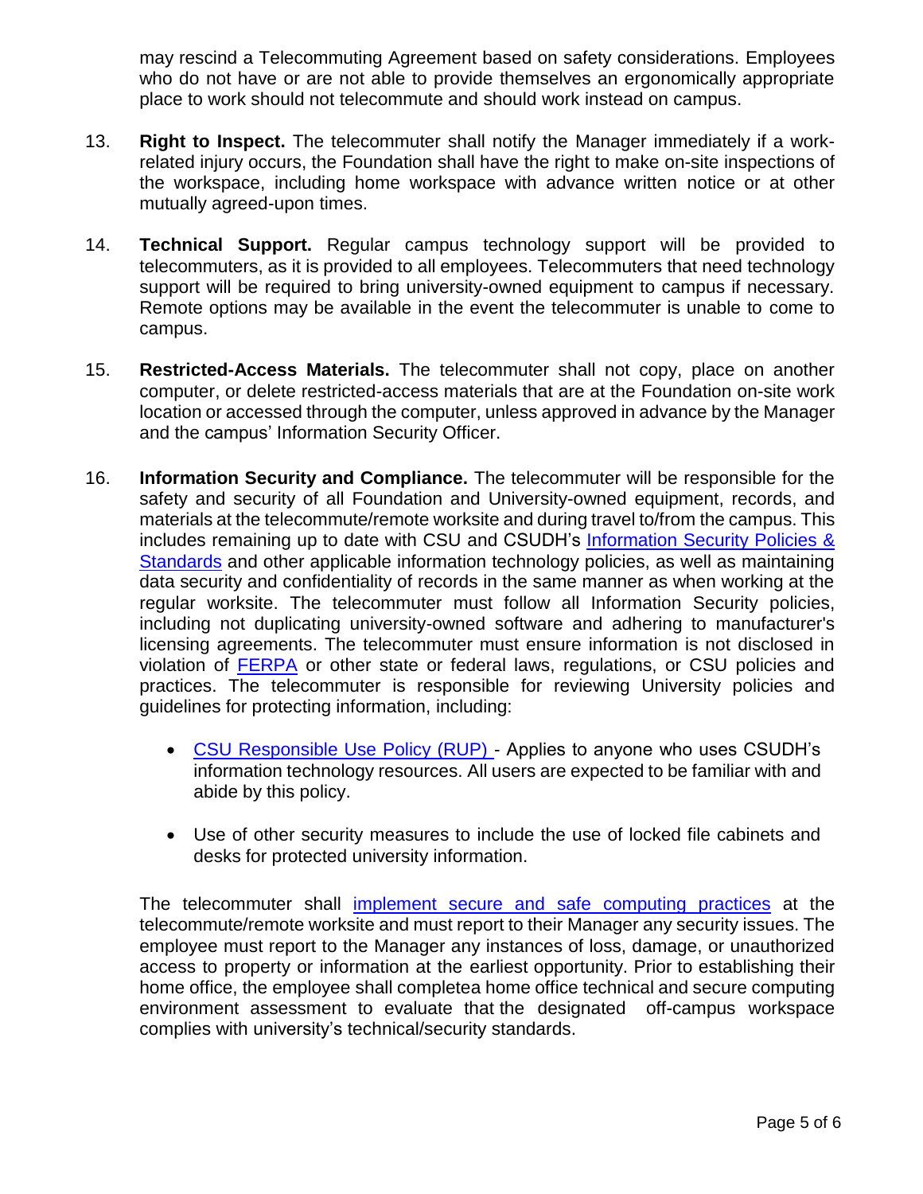may rescind a Telecommuting Agreement based on safety considerations. Employees who do not have or are not able to provide themselves an ergonomically appropriate place to work should not telecommute and should work instead on campus.

13. **Right to Inspect.** The telecommuter shall notify the Manager immediately if a work-related injury occurs, the Foundation shall have the right to make on-site inspections of the workspace, including home workspace with advance written notice or at other mutually agreed-upon times.

14. **Technical Support.** Regular campus technology support will be provided to telecommuters, as it is provided to all employees. Telecommuters that need technology support will be required to bring university-owned equipment to campus if necessary. Remote options may be available in the event the telecommuter is unable to come to campus.

15. **Restricted-Access Materials.** The telecommuter shall not copy, place on another computer, or delete restricted-access materials that are at the Foundation on-site work location or accessed through the computer, unless approved in advance by the Manager and the campus' Information Security Officer.

16. **Information Security and Compliance.** The telecommuter will be responsible for the safety and security of all Foundation and University-owned equipment, records, and materials at the telecommute/remote worksite and during travel to/from the campus. This includes remaining up to date with CSU and CSUDH's Information Security Policies & Standards and other applicable information technology policies, as well as maintaining data security and confidentiality of records in the same manner as when working at the regular worksite. The telecommuter must follow all Information Security policies, including not duplicating university-owned software and adhering to manufacturer's licensing agreements. The telecommuter must ensure information is not disclosed in violation of FERPA or other state or federal laws, regulations, or CSU policies and practices. The telecommuter is responsible for reviewing University policies and guidelines for protecting information, including:

    - CSU Responsible Use Policy (RUP) - Applies to anyone who uses CSUDH's information technology resources. All users are expected to be familiar with and abide by this policy.

    - Use of other security measures to include the use of locked file cabinets and desks for protected university information.

    The telecommuter shall implement secure and safe computing practices at the telecommute/remote worksite and must report to their Manager any security issues. The employee must report to the Manager any instances of loss, damage, or unauthorized access to property or information at the earliest opportunity. Prior to establishing their home office, the employee shall completea home office technical and secure computing environment assessment to evaluate that the designated off-campus workspace complies with university's technical/security standards.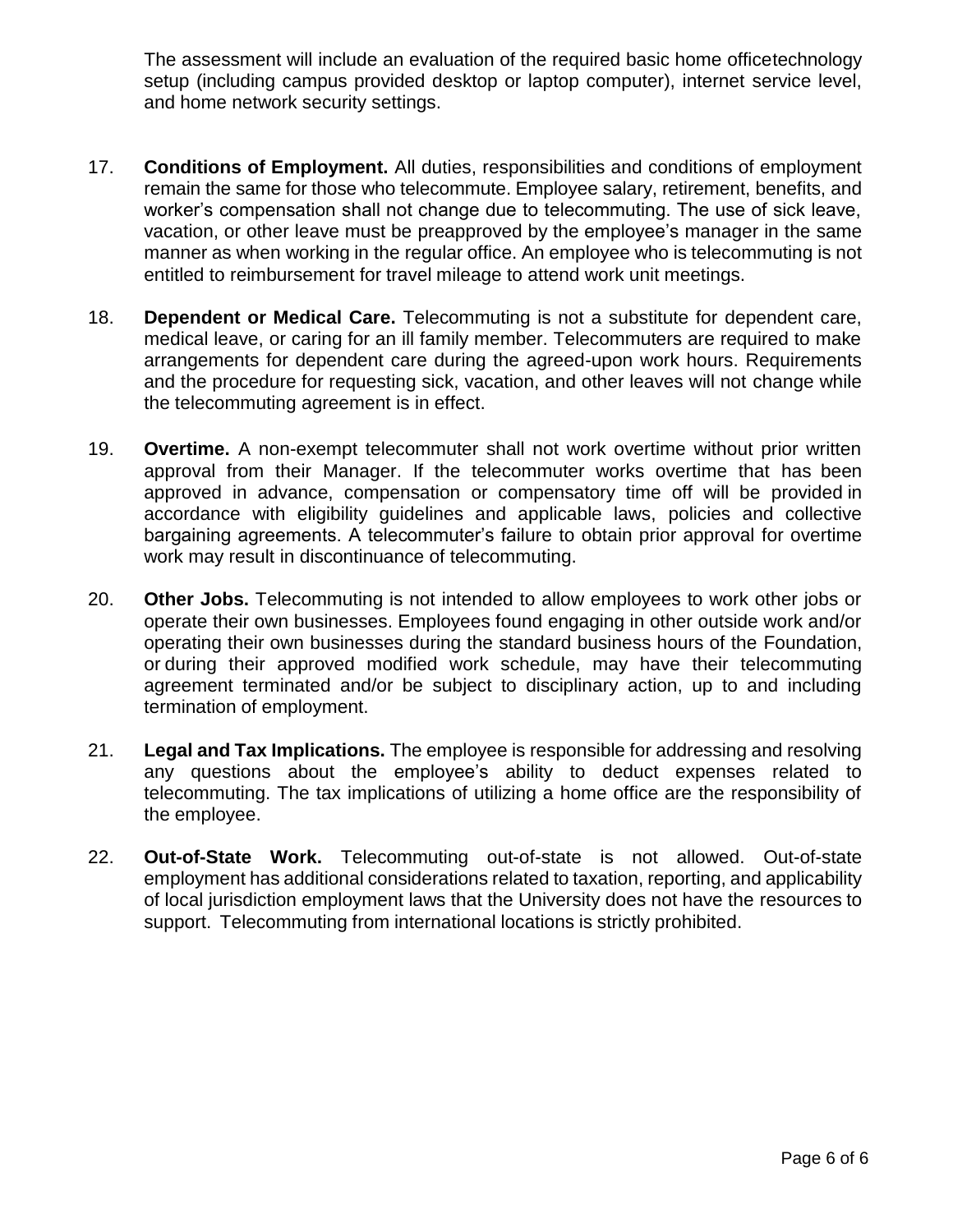The assessment will include an evaluation of the required basic home officetechnology setup (including campus provided desktop or laptop computer), internet service level, and home network security settings.

17. **Conditions of Employment.** All duties, responsibilities and conditions of employment remain the same for those who telecommute. Employee salary, retirement, benefits, and worker's compensation shall not change due to telecommuting. The use of sick leave, vacation, or other leave must be preapproved by the employee's manager in the same manner as when working in the regular office. An employee who is telecommuting is not entitled to reimbursement for travel mileage to attend work unit meetings.

18. **Dependent or Medical Care.** Telecommuting is not a substitute for dependent care, medical leave, or caring for an ill family member. Telecommuters are required to make arrangements for dependent care during the agreed-upon work hours. Requirements and the procedure for requesting sick, vacation, and other leaves will not change while the telecommuting agreement is in effect.

19. **Overtime.** A non-exempt telecommuter shall not work overtime without prior written approval from their Manager. If the telecommuter works overtime that has been approved in advance, compensation or compensatory time off will be provided in accordance with eligibility guidelines and applicable laws, policies and collective bargaining agreements. A telecommuter's failure to obtain prior approval for overtime work may result in discontinuance of telecommuting.

20. **Other Jobs.** Telecommuting is not intended to allow employees to work other jobs or operate their own businesses. Employees found engaging in other outside work and/or operating their own businesses during the standard business hours of the Foundation, or during their approved modified work schedule, may have their telecommuting agreement terminated and/or be subject to disciplinary action, up to and including termination of employment.

21. **Legal and Tax Implications.** The employee is responsible for addressing and resolving any questions about the employee's ability to deduct expenses related to telecommuting. The tax implications of utilizing a home office are the responsibility of the employee.

22. **Out-of-State Work.** Telecommuting out-of-state is not allowed. Out-of-state employment has additional considerations related to taxation, reporting, and applicability of local jurisdiction employment laws that the University does not have the resources to support. Telecommuting from international locations is strictly prohibited.